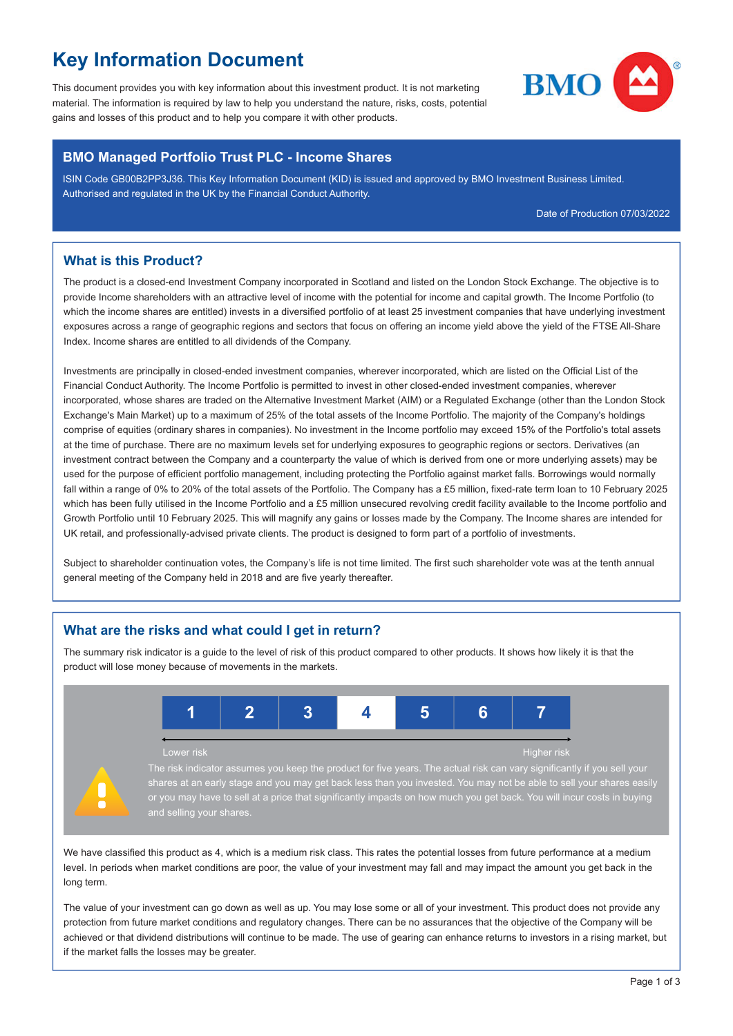# Key Information Document

This document provides you with key information about this investment product. It is not marketing material. The information is required by law to help you understand the nature, risks, costs, potential gains and losses of this product and to help you compare it with other products.

## BMO Managed Portfolio Trust PLC - Income Shares

ISIN Code GB00B2PP3J36. This Key Information Document (KID) is issued and approved by BMO Investment Business Limited. Authorised and regulated in the UK by the Financial Conduct Authority.

Date of Production 07/03/2022

## What is this Product?

The product is a closed-end Investment Company incorporated in Scotland and listed on the London Stock Exchange. The objective is to provide Income shareholders with an attractive level of income with the potential for income and capital growth. The Income Portfolio (to which the income shares are entitled) invests in a diversified portfolio of at least 25 investment companies that have underlying investment exposures across a range of geographic regions and sectors that focus on offering an income yield above the yield of the FTSE All-Share Index. Income shares are entitled to all dividends of the Company.

Investments are principally in closed-ended investment companies, wherever incorporated, which are listed on the Official List of the Financial Conduct Authority. The Income Portfolio is permitted to invest in other closed-ended investment companies, wherever incorporated, whose shares are traded on the Alternative Investment Market (AIM) or a Regulated Exchange (other than the London Stock Exchange's Main Market) up to a maximum of 25% of the total assets of the Income Portfolio. The majority of the Company's holdings comprise of equities (ordinary shares in companies). No investment in the Income portfolio may exceed 15% of the Portfolio's total assets at the time of purchase. There are no maximum levels set for underlying exposures to geographic regions or sectors. Derivatives (an investment contract between the Company and a counterparty the value of which is derived from one or more underlying assets) may be used for the purpose of efficient portfolio management, including protecting the Portfolio against market falls. Borrowings would normally fall within a range of 0% to 20% of the total assets of the Portfolio. The Company has a £5 million, fixed-rate term loan to 10 February 2025 which has been fully utilised in the Income Portfolio and a £5 million unsecured revolving credit facility available to the Income portfolio and Growth Portfolio until 10 February 2025. This will magnify any gains or losses made by the Company. The Income shares are intended for UK retail, and professionally-advised private clients. The product is designed to form part of a portfolio of investments.

Subject to shareholder continuation votes, the Company's life is not time limited. The first such shareholder vote was at the tenth annual general meeting of the Company held in 2018 and are five yearly thereafter.

## What are the risks and what could I get in return?

The summary risk indicator is a guide to the level of risk of this product compared to other products. It shows how likely it is that the product will lose money because of movements in the markets.

| 1 | 2 | 3 | **4** | 5 | 6 | 7 |
|---|---|---|---|---|---|---|

Lower risk ← → Higher risk

The risk indicator assumes you keep the product for five years. The actual risk can vary significantly if you sell your shares at an early stage and you may get back less than you invested. You may not be able to sell your shares easily or you may have to sell at a price that significantly impacts on how much you get back. You will incur costs in buying and selling your shares.

We have classified this product as 4, which is a medium risk class. This rates the potential losses from future performance at a medium level. In periods when market conditions are poor, the value of your investment may fall and may impact the amount you get back in the long term.

The value of your investment can go down as well as up. You may lose some or all of your investment. This product does not provide any protection from future market conditions and regulatory changes. There can be no assurances that the objective of the Company will be achieved or that dividend distributions will continue to be made. The use of gearing can enhance returns to investors in a rising market, but if the market falls the losses may be greater.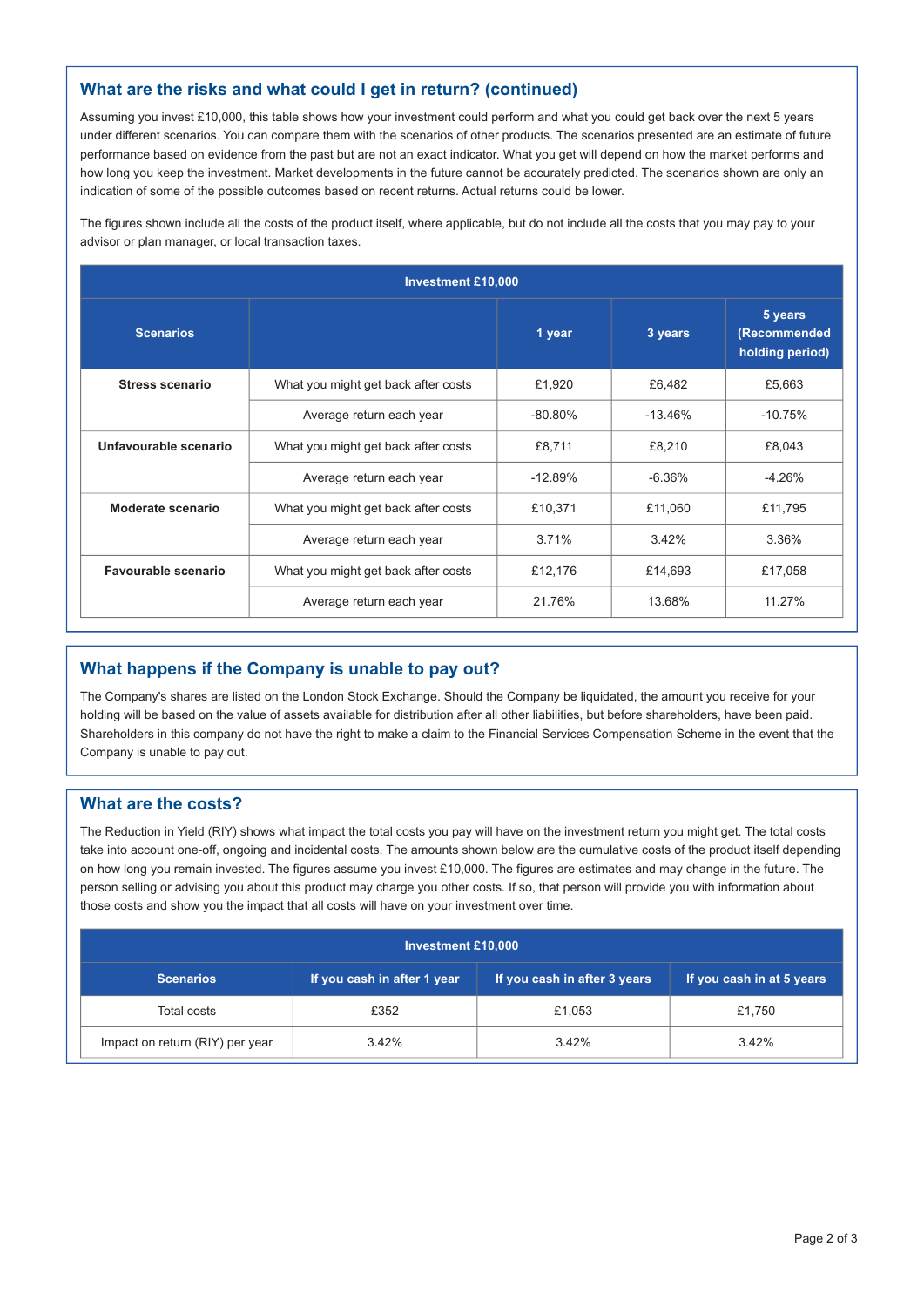## What are the risks and what could I get in return? (continued)

Assuming you invest £10,000, this table shows how your investment could perform and what you could get back over the next 5 years under different scenarios. You can compare them with the scenarios of other products. The scenarios presented are an estimate of future performance based on evidence from the past but are not an exact indicator. What you get will depend on how the market performs and how long you keep the investment. Market developments in the future cannot be accurately predicted. The scenarios shown are only an indication of some of the possible outcomes based on recent returns. Actual returns could be lower.

The figures shown include all the costs of the product itself, where applicable, but do not include all the costs that you may pay to your advisor or plan manager, or local transaction taxes.

| Investment £10,000 | | | | |
|---|---|---|---|---|
| **Scenarios** | | **1 year** | **3 years** | **5 years (Recommended holding period)** |
| **Stress scenario** | What you might get back after costs | £1,920 | £6,482 | £5,663 |
| | Average return each year | -80.80% | -13.46% | -10.75% |
| **Unfavourable scenario** | What you might get back after costs | £8,711 | £8,210 | £8,043 |
| | Average return each year | -12.89% | -6.36% | -4.26% |
| **Moderate scenario** | What you might get back after costs | £10,371 | £11,060 | £11,795 |
| | Average return each year | 3.71% | 3.42% | 3.36% |
| **Favourable scenario** | What you might get back after costs | £12,176 | £14,693 | £17,058 |
| | Average return each year | 21.76% | 13.68% | 11.27% |

## What happens if the Company is unable to pay out?

The Company's shares are listed on the London Stock Exchange. Should the Company be liquidated, the amount you receive for your holding will be based on the value of assets available for distribution after all other liabilities, but before shareholders, have been paid. Shareholders in this company do not have the right to make a claim to the Financial Services Compensation Scheme in the event that the Company is unable to pay out.

## What are the costs?

The Reduction in Yield (RIY) shows what impact the total costs you pay will have on the investment return you might get. The total costs take into account one-off, ongoing and incidental costs. The amounts shown below are the cumulative costs of the product itself depending on how long you remain invested. The figures assume you invest £10,000. The figures are estimates and may change in the future. The person selling or advising you about this product may charge you other costs. If so, that person will provide you with information about those costs and show you the impact that all costs will have on your investment over time.

| Investment £10,000 | | | |
|---|---|---|---|
| **Scenarios** | **If you cash in after 1 year** | **If you cash in after 3 years** | **If you cash in at 5 years** |
| Total costs | £352 | £1,053 | £1,750 |
| Impact on return (RIY) per year | 3.42% | 3.42% | 3.42% |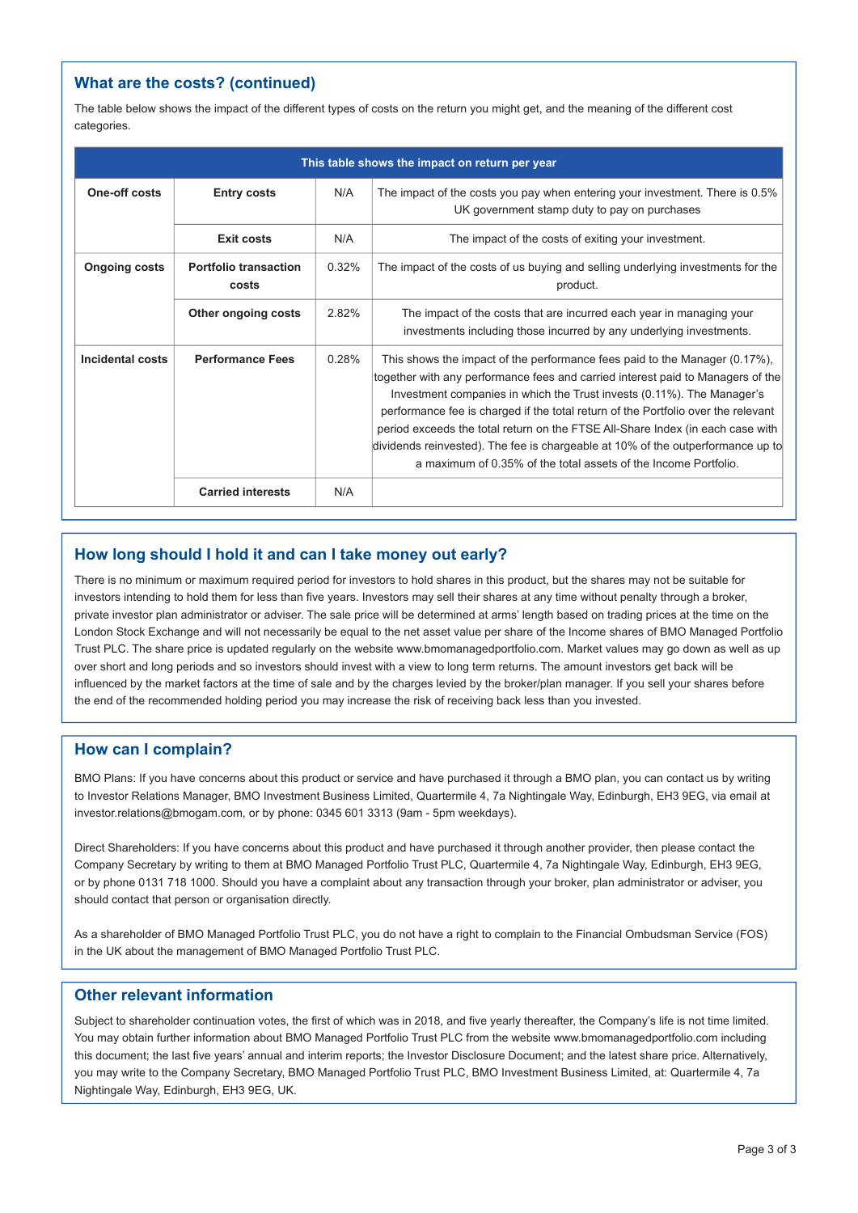## What are the costs? (continued)

The table below shows the impact of the different types of costs on the return you might get, and the meaning of the different cost categories.

| This table shows the impact on return per year | | | |
|---|---|---|---|
| **One-off costs** | **Entry costs** | N/A | The impact of the costs you pay when entering your investment. There is 0.5% UK government stamp duty to pay on purchases |
| | **Exit costs** | N/A | The impact of the costs of exiting your investment. |
| **Ongoing costs** | **Portfolio transaction costs** | 0.32% | The impact of the costs of us buying and selling underlying investments for the product. |
| | **Other ongoing costs** | 2.82% | The impact of the costs that are incurred each year in managing your investments including those incurred by any underlying investments. |
| **Incidental costs** | **Performance Fees** | 0.28% | This shows the impact of the performance fees paid to the Manager (0.17%), together with any performance fees and carried interest paid to Managers of the Investment companies in which the Trust invests (0.11%). The Manager's performance fee is charged if the total return of the Portfolio over the relevant period exceeds the total return on the FTSE All-Share Index (in each case with dividends reinvested). The fee is chargeable at 10% of the outperformance up to a maximum of 0.35% of the total assets of the Income Portfolio. |
| | **Carried interests** | N/A | |

## How long should I hold it and can I take money out early?

There is no minimum or maximum required period for investors to hold shares in this product, but the shares may not be suitable for investors intending to hold them for less than five years. Investors may sell their shares at any time without penalty through a broker, private investor plan administrator or adviser. The sale price will be determined at arms' length based on trading prices at the time on the London Stock Exchange and will not necessarily be equal to the net asset value per share of the Income shares of BMO Managed Portfolio Trust PLC. The share price is updated regularly on the website www.bmomanagedportfolio.com. Market values may go down as well as up over short and long periods and so investors should invest with a view to long term returns. The amount investors get back will be influenced by the market factors at the time of sale and by the charges levied by the broker/plan manager. If you sell your shares before the end of the recommended holding period you may increase the risk of receiving back less than you invested.

## How can I complain?

BMO Plans: If you have concerns about this product or service and have purchased it through a BMO plan, you can contact us by writing to Investor Relations Manager, BMO Investment Business Limited, Quartermile 4, 7a Nightingale Way, Edinburgh, EH3 9EG, via email at investor.relations@bmogam.com, or by phone: 0345 601 3313 (9am - 5pm weekdays).

Direct Shareholders: If you have concerns about this product and have purchased it through another provider, then please contact the Company Secretary by writing to them at BMO Managed Portfolio Trust PLC, Quartermile 4, 7a Nightingale Way, Edinburgh, EH3 9EG, or by phone 0131 718 1000. Should you have a complaint about any transaction through your broker, plan administrator or adviser, you should contact that person or organisation directly.

As a shareholder of BMO Managed Portfolio Trust PLC, you do not have a right to complain to the Financial Ombudsman Service (FOS) in the UK about the management of BMO Managed Portfolio Trust PLC.

## Other relevant information

Subject to shareholder continuation votes, the first of which was in 2018, and five yearly thereafter, the Company's life is not time limited. You may obtain further information about BMO Managed Portfolio Trust PLC from the website www.bmomanagedportfolio.com including this document; the last five years' annual and interim reports; the Investor Disclosure Document; and the latest share price. Alternatively, you may write to the Company Secretary, BMO Managed Portfolio Trust PLC, BMO Investment Business Limited, at: Quartermile 4, 7a Nightingale Way, Edinburgh, EH3 9EG, UK.